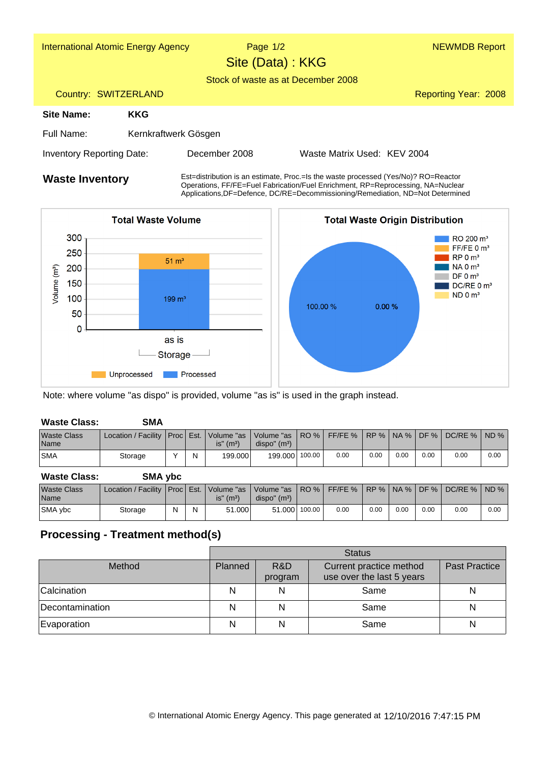International Atomic Energy Agency — NEWMDB Report

# Site (Data) : KKG

Stock of waste as at December 2008

Country: SWITZERLAND — Reporting Year: 2008

**Site Name:** **KKG**

Full Name: Kernkraftwerk Gösgen

Inventory Reporting Date: December 2008 — Waste Matrix Used: KEV 2004

## Waste Inventory

Est=distribution is an estimate, Proc.=Is the waste processed (Yes/No)? RO=Reactor Operations, FF/FE=Fuel Fabrication/Fuel Enrichment, RP=Reprocessing, NA=Nuclear Applications, DF=Defence, DC/RE=Decommissioning/Remediation, ND=Not Determined

**Total Waste Volume**

Volume ($m^3$): as is — Storage: Processed 199 $m^3$, Unprocessed 51 $m^3$

**Total Waste Origin Distribution**

RO 200 $m^3$ (100.00 %), FF/FE 0 $m^3$, RP 0 $m^3$, NA 0 $m^3$, DF 0 $m^3$, DC/RE 0 $m^3$, ND 0 $m^3$ (0.00 %)

Note: where volume "as dispo" is provided, volume "as is" is used in the graph instead.

**Waste Class:** **SMA**

| Waste Class Name | Location / Facility | Proc | Est. | Volume "as is" ($m^3$) | Volume "as dispo" ($m^3$) | RO % | FF/FE % | RP % | NA % | DF % | DC/RE % | ND % |
|---|---|---|---|---|---|---|---|---|---|---|---|---|
| SMA | Storage | Y | N | 199.000 | 199.000 | 100.00 | 0.00 | 0.00 | 0.00 | 0.00 | 0.00 | 0.00 |

**Waste Class:** **SMA ybc**

| Waste Class Name | Location / Facility | Proc | Est. | Volume "as is" ($m^3$) | Volume "as dispo" ($m^3$) | RO % | FF/FE % | RP % | NA % | DF % | DC/RE % | ND % |
|---|---|---|---|---|---|---|---|---|---|---|---|---|
| SMA ybc | Storage | N | N | 51.000 | 51.000 | 100.00 | 0.00 | 0.00 | 0.00 | 0.00 | 0.00 | 0.00 |

## Processing - Treatment method(s)

| Method | Status | | | |
|---|---|---|---|---|
| | Planned | R&D program | Current practice method use over the last 5 years | Past Practice |
| Calcination | N | N | Same | N |
| Decontamination | N | N | Same | N |
| Evaporation | N | N | Same | N |

© International Atomic Energy Agency. This page generated at 12/10/2016 7:47:15 PM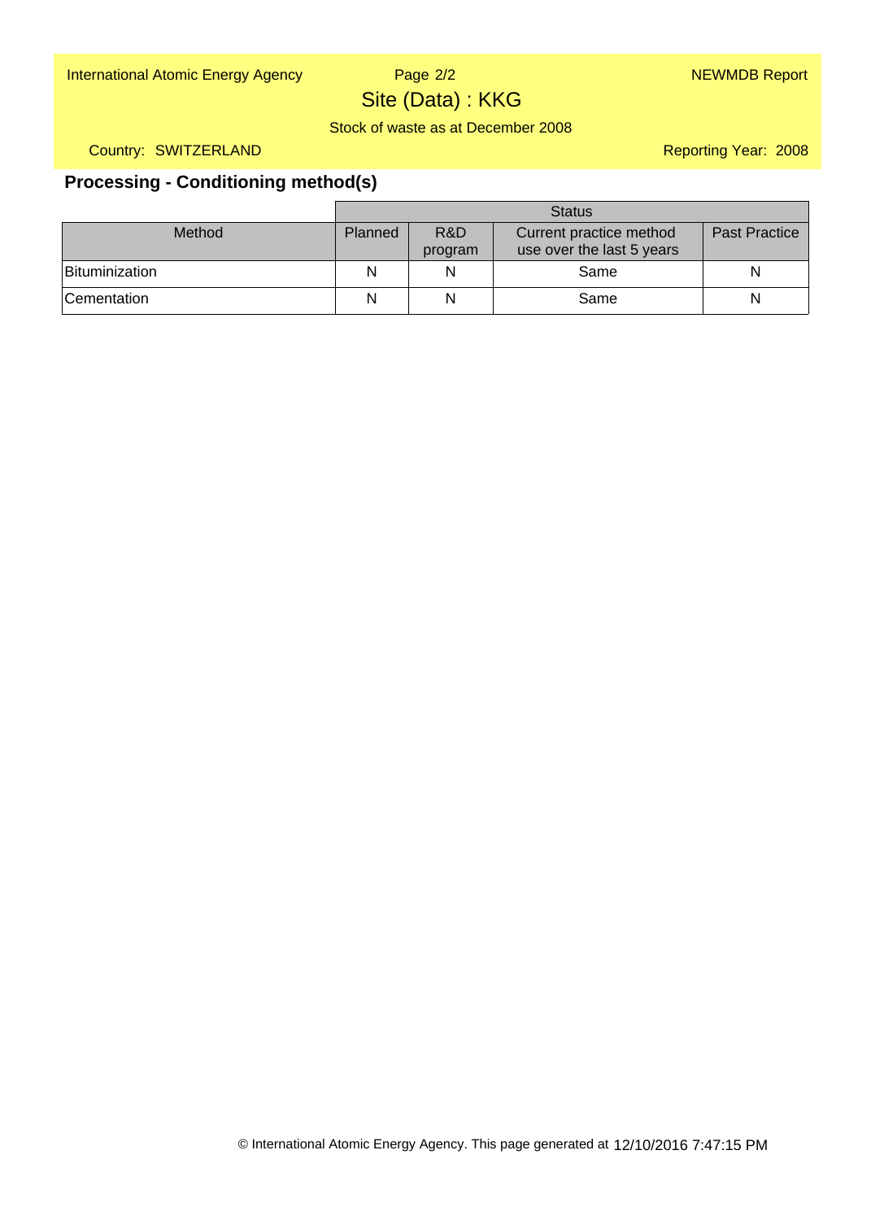Site (Data) : KKG

Stock of waste as at December 2008

Country: SWITZERLAND

Reporting Year: 2008

## Processing - Conditioning method(s)

| Method | Status | | | |
|---|---|---|---|---|
| | Planned | R&D program | Current practice method use over the last 5 years | Past Practice |
| Bituminization | N | N | Same | N |
| Cementation | N | N | Same | N |